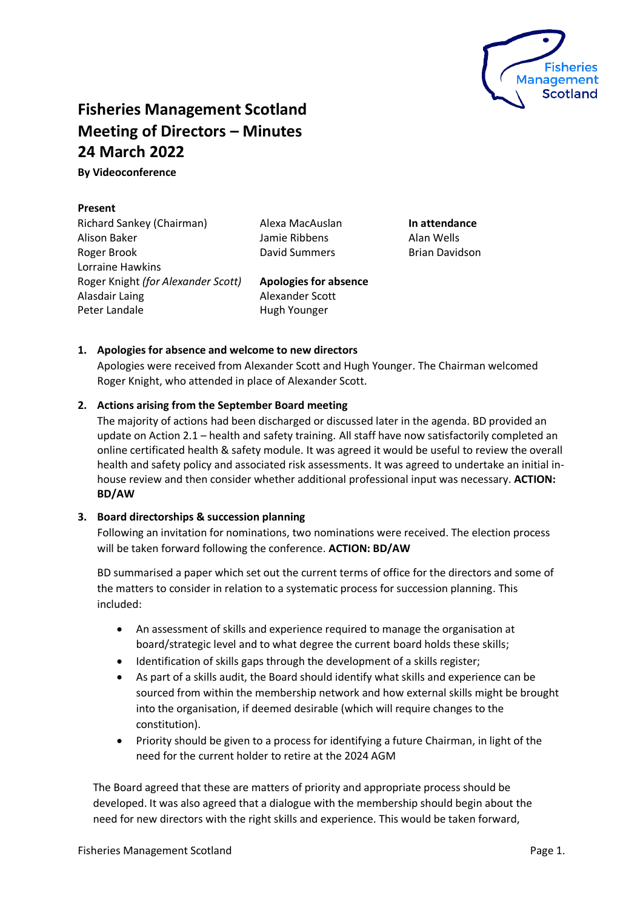# Fisheries Management Scotland
# Meeting of Directors – Minutes
# 24 March 2022

**By Videoconference**

**Present**

Richard Sankey (Chairman)
Alison Baker
Roger Brook
Lorraine Hawkins
Roger Knight *(for Alexander Scott)*
Alasdair Laing
Peter Landale
Alexa MacAuslan
Jamie Ribbens
David Summers

**Apologies for absence**

Alexander Scott
Hugh Younger

**In attendance**

Alan Wells
Brian Davidson

1. **Apologies for absence and welcome to new directors**
   Apologies were received from Alexander Scott and Hugh Younger. The Chairman welcomed Roger Knight, who attended in place of Alexander Scott.

2. **Actions arising from the September Board meeting**
   The majority of actions had been discharged or discussed later in the agenda. BD provided an update on Action 2.1 – health and safety training. All staff have now satisfactorily completed an online certificated health & safety module. It was agreed it would be useful to review the overall health and safety policy and associated risk assessments. It was agreed to undertake an initial in-house review and then consider whether additional professional input was necessary. **ACTION: BD/AW**

3. **Board directorships & succession planning**
   Following an invitation for nominations, two nominations were received. The election process will be taken forward following the conference. **ACTION: BD/AW**

   BD summarised a paper which set out the current terms of office for the directors and some of the matters to consider in relation to a systematic process for succession planning. This included:

   - An assessment of skills and experience required to manage the organisation at board/strategic level and to what degree the current board holds these skills;
   - Identification of skills gaps through the development of a skills register;
   - As part of a skills audit, the Board should identify what skills and experience can be sourced from within the membership network and how external skills might be brought into the organisation, if deemed desirable (which will require changes to the constitution).
   - Priority should be given to a process for identifying a future Chairman, in light of the need for the current holder to retire at the 2024 AGM

   The Board agreed that these are matters of priority and appropriate process should be developed. It was also agreed that a dialogue with the membership should begin about the need for new directors with the right skills and experience. This would be taken forward,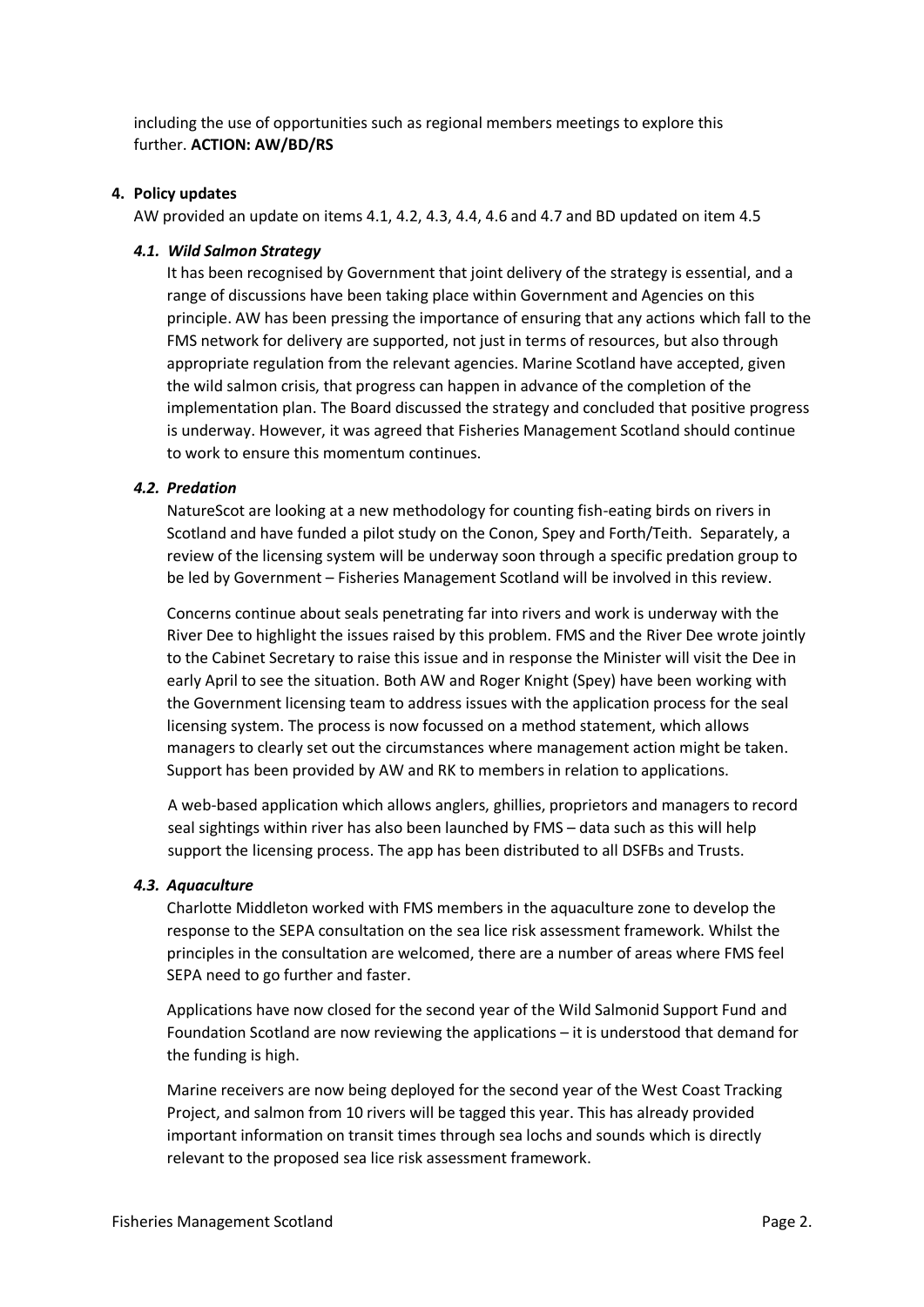including the use of opportunities such as regional members meetings to explore this further. **ACTION: AW/BD/RS**

## 4. Policy updates

AW provided an update on items 4.1, 4.2, 4.3, 4.4, 4.6 and 4.7 and BD updated on item 4.5

### *4.1. Wild Salmon Strategy*

It has been recognised by Government that joint delivery of the strategy is essential, and a range of discussions have been taking place within Government and Agencies on this principle. AW has been pressing the importance of ensuring that any actions which fall to the FMS network for delivery are supported, not just in terms of resources, but also through appropriate regulation from the relevant agencies. Marine Scotland have accepted, given the wild salmon crisis, that progress can happen in advance of the completion of the implementation plan. The Board discussed the strategy and concluded that positive progress is underway. However, it was agreed that Fisheries Management Scotland should continue to work to ensure this momentum continues.

### *4.2. Predation*

NatureScot are looking at a new methodology for counting fish-eating birds on rivers in Scotland and have funded a pilot study on the Conon, Spey and Forth/Teith. Separately, a review of the licensing system will be underway soon through a specific predation group to be led by Government – Fisheries Management Scotland will be involved in this review.

Concerns continue about seals penetrating far into rivers and work is underway with the River Dee to highlight the issues raised by this problem. FMS and the River Dee wrote jointly to the Cabinet Secretary to raise this issue and in response the Minister will visit the Dee in early April to see the situation. Both AW and Roger Knight (Spey) have been working with the Government licensing team to address issues with the application process for the seal licensing system. The process is now focussed on a method statement, which allows managers to clearly set out the circumstances where management action might be taken. Support has been provided by AW and RK to members in relation to applications.

A web-based application which allows anglers, ghillies, proprietors and managers to record seal sightings within river has also been launched by FMS – data such as this will help support the licensing process. The app has been distributed to all DSFBs and Trusts.

### *4.3. Aquaculture*

Charlotte Middleton worked with FMS members in the aquaculture zone to develop the response to the SEPA consultation on the sea lice risk assessment framework. Whilst the principles in the consultation are welcomed, there are a number of areas where FMS feel SEPA need to go further and faster.

Applications have now closed for the second year of the Wild Salmonid Support Fund and Foundation Scotland are now reviewing the applications – it is understood that demand for the funding is high.

Marine receivers are now being deployed for the second year of the West Coast Tracking Project, and salmon from 10 rivers will be tagged this year. This has already provided important information on transit times through sea lochs and sounds which is directly relevant to the proposed sea lice risk assessment framework.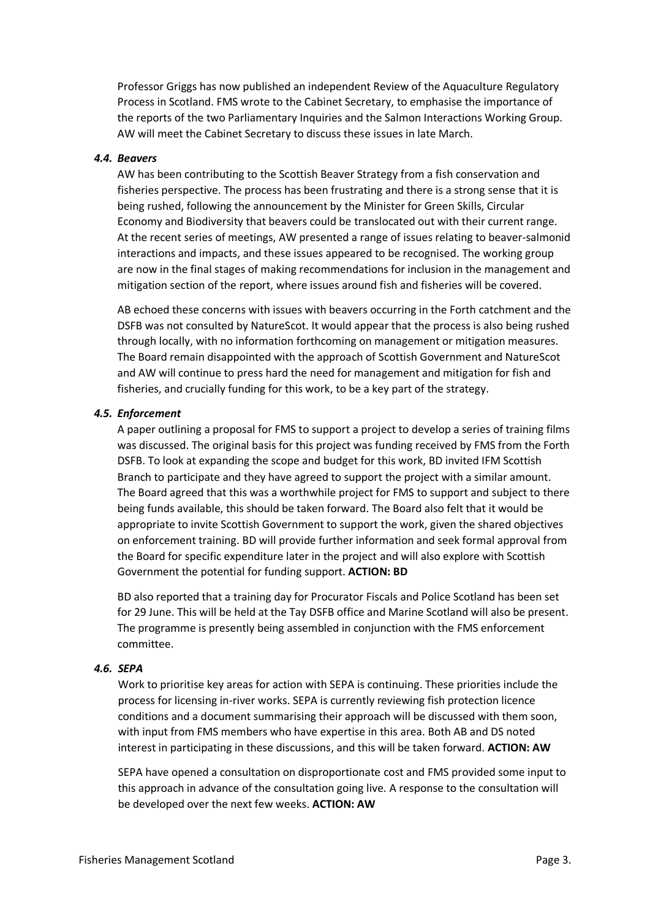Professor Griggs has now published an independent Review of the Aquaculture Regulatory Process in Scotland. FMS wrote to the Cabinet Secretary, to emphasise the importance of the reports of the two Parliamentary Inquiries and the Salmon Interactions Working Group. AW will meet the Cabinet Secretary to discuss these issues in late March.

#### *4.4. Beavers*

AW has been contributing to the Scottish Beaver Strategy from a fish conservation and fisheries perspective. The process has been frustrating and there is a strong sense that it is being rushed, following the announcement by the Minister for Green Skills, Circular Economy and Biodiversity that beavers could be translocated out with their current range. At the recent series of meetings, AW presented a range of issues relating to beaver-salmonid interactions and impacts, and these issues appeared to be recognised. The working group are now in the final stages of making recommendations for inclusion in the management and mitigation section of the report, where issues around fish and fisheries will be covered.

AB echoed these concerns with issues with beavers occurring in the Forth catchment and the DSFB was not consulted by NatureScot. It would appear that the process is also being rushed through locally, with no information forthcoming on management or mitigation measures. The Board remain disappointed with the approach of Scottish Government and NatureScot and AW will continue to press hard the need for management and mitigation for fish and fisheries, and crucially funding for this work, to be a key part of the strategy.

#### *4.5. Enforcement*

A paper outlining a proposal for FMS to support a project to develop a series of training films was discussed. The original basis for this project was funding received by FMS from the Forth DSFB. To look at expanding the scope and budget for this work, BD invited IFM Scottish Branch to participate and they have agreed to support the project with a similar amount. The Board agreed that this was a worthwhile project for FMS to support and subject to there being funds available, this should be taken forward. The Board also felt that it would be appropriate to invite Scottish Government to support the work, given the shared objectives on enforcement training. BD will provide further information and seek formal approval from the Board for specific expenditure later in the project and will also explore with Scottish Government the potential for funding support. **ACTION: BD**

BD also reported that a training day for Procurator Fiscals and Police Scotland has been set for 29 June. This will be held at the Tay DSFB office and Marine Scotland will also be present. The programme is presently being assembled in conjunction with the FMS enforcement committee.

#### *4.6. SEPA*

Work to prioritise key areas for action with SEPA is continuing. These priorities include the process for licensing in-river works. SEPA is currently reviewing fish protection licence conditions and a document summarising their approach will be discussed with them soon, with input from FMS members who have expertise in this area. Both AB and DS noted interest in participating in these discussions, and this will be taken forward. **ACTION: AW**

SEPA have opened a consultation on disproportionate cost and FMS provided some input to this approach in advance of the consultation going live. A response to the consultation will be developed over the next few weeks. **ACTION: AW**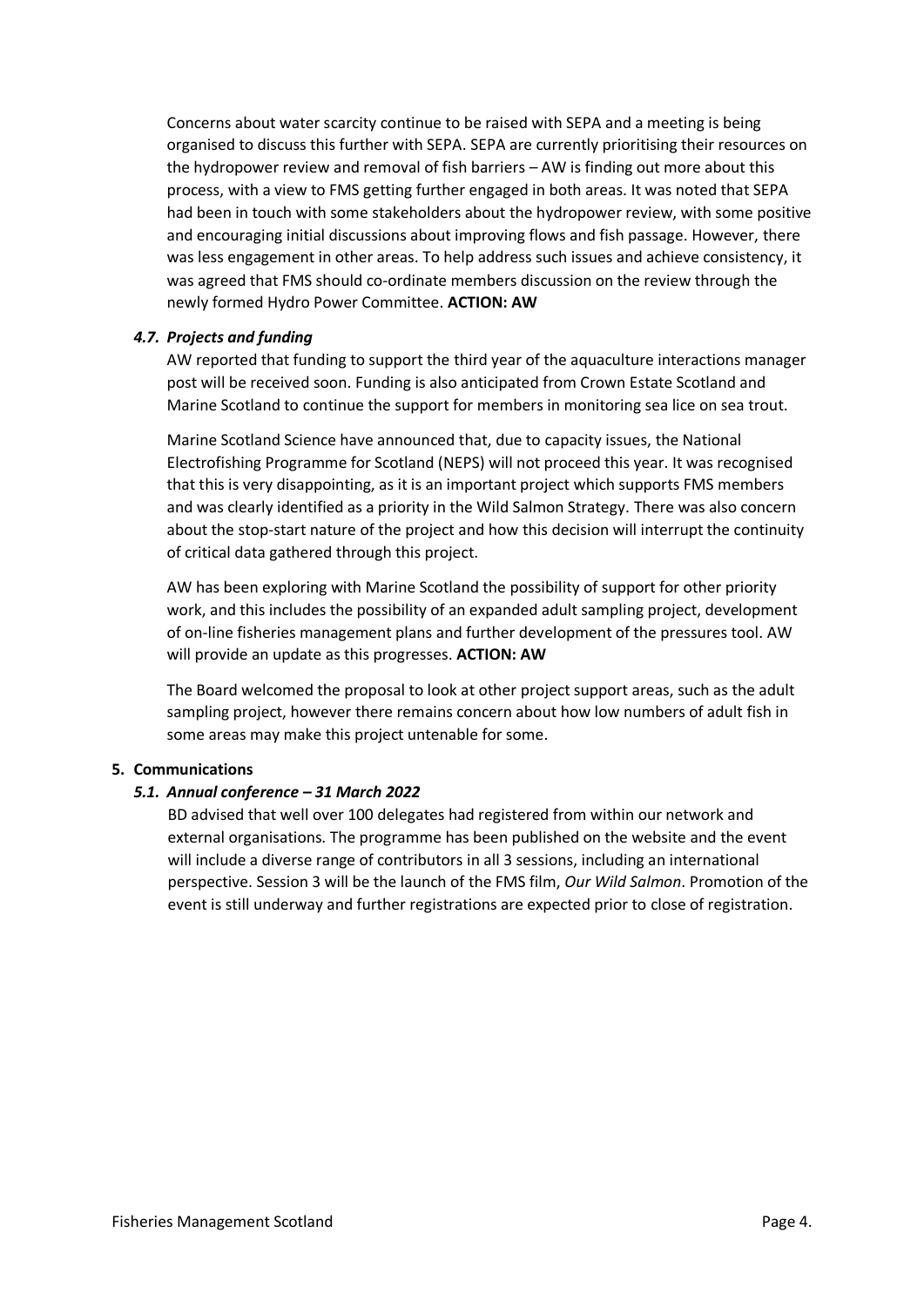Concerns about water scarcity continue to be raised with SEPA and a meeting is being organised to discuss this further with SEPA. SEPA are currently prioritising their resources on the hydropower review and removal of fish barriers – AW is finding out more about this process, with a view to FMS getting further engaged in both areas. It was noted that SEPA had been in touch with some stakeholders about the hydropower review, with some positive and encouraging initial discussions about improving flows and fish passage. However, there was less engagement in other areas. To help address such issues and achieve consistency, it was agreed that FMS should co-ordinate members discussion on the review through the newly formed Hydro Power Committee. **ACTION: AW**

### *4.7. Projects and funding*

AW reported that funding to support the third year of the aquaculture interactions manager post will be received soon. Funding is also anticipated from Crown Estate Scotland and Marine Scotland to continue the support for members in monitoring sea lice on sea trout.

Marine Scotland Science have announced that, due to capacity issues, the National Electrofishing Programme for Scotland (NEPS) will not proceed this year. It was recognised that this is very disappointing, as it is an important project which supports FMS members and was clearly identified as a priority in the Wild Salmon Strategy. There was also concern about the stop-start nature of the project and how this decision will interrupt the continuity of critical data gathered through this project.

AW has been exploring with Marine Scotland the possibility of support for other priority work, and this includes the possibility of an expanded adult sampling project, development of on-line fisheries management plans and further development of the pressures tool. AW will provide an update as this progresses. **ACTION: AW**

The Board welcomed the proposal to look at other project support areas, such as the adult sampling project, however there remains concern about how low numbers of adult fish in some areas may make this project untenable for some.

## **5. Communications**

### *5.1. Annual conference – 31 March 2022*

BD advised that well over 100 delegates had registered from within our network and external organisations. The programme has been published on the website and the event will include a diverse range of contributors in all 3 sessions, including an international perspective. Session 3 will be the launch of the FMS film, *Our Wild Salmon*. Promotion of the event is still underway and further registrations are expected prior to close of registration.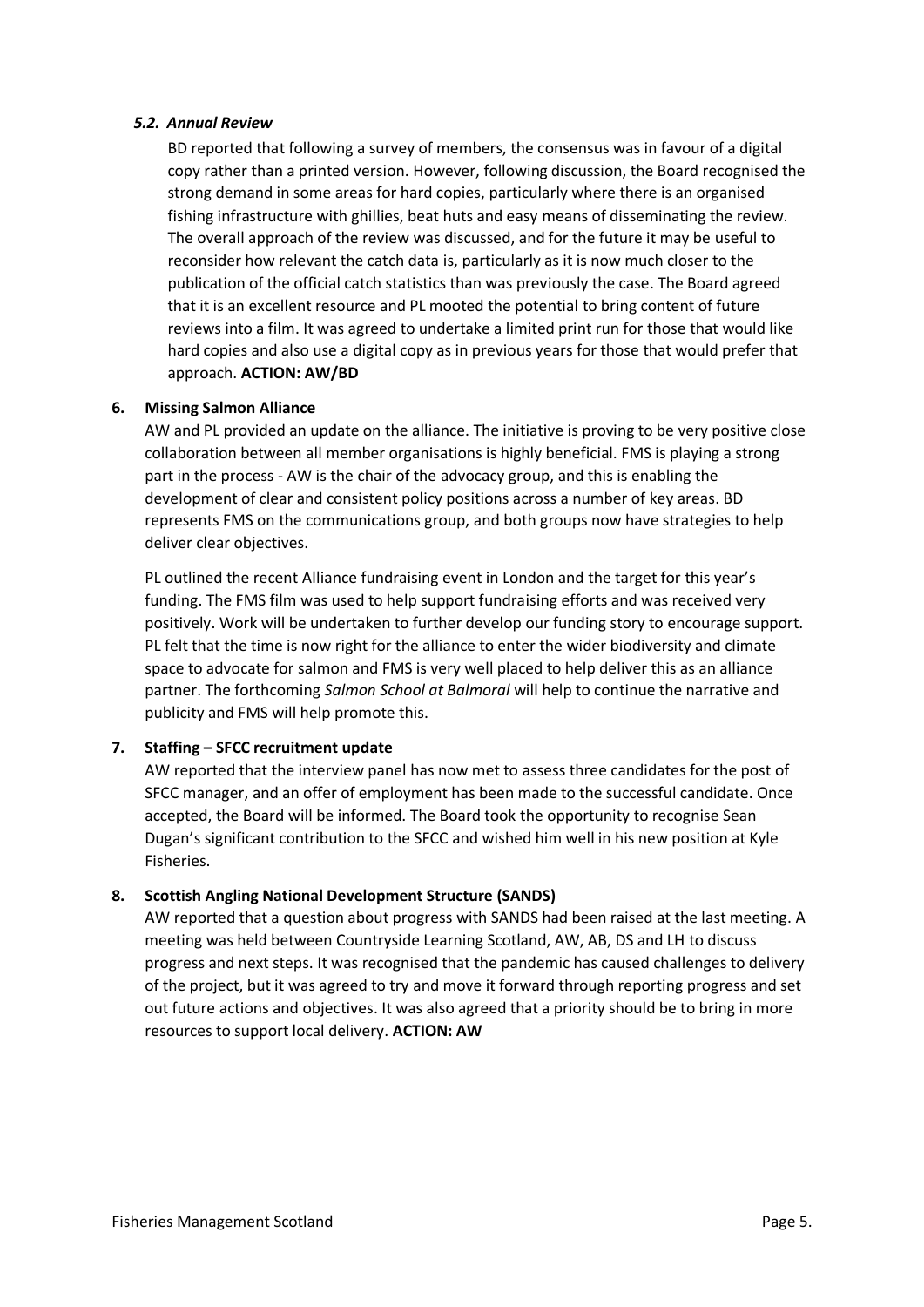### *5.2. Annual Review*

BD reported that following a survey of members, the consensus was in favour of a digital copy rather than a printed version. However, following discussion, the Board recognised the strong demand in some areas for hard copies, particularly where there is an organised fishing infrastructure with ghillies, beat huts and easy means of disseminating the review. The overall approach of the review was discussed, and for the future it may be useful to reconsider how relevant the catch data is, particularly as it is now much closer to the publication of the official catch statistics than was previously the case. The Board agreed that it is an excellent resource and PL mooted the potential to bring content of future reviews into a film. It was agreed to undertake a limited print run for those that would like hard copies and also use a digital copy as in previous years for those that would prefer that approach. **ACTION: AW/BD**

## 6. Missing Salmon Alliance

AW and PL provided an update on the alliance. The initiative is proving to be very positive close collaboration between all member organisations is highly beneficial. FMS is playing a strong part in the process - AW is the chair of the advocacy group, and this is enabling the development of clear and consistent policy positions across a number of key areas. BD represents FMS on the communications group, and both groups now have strategies to help deliver clear objectives.

PL outlined the recent Alliance fundraising event in London and the target for this year's funding. The FMS film was used to help support fundraising efforts and was received very positively. Work will be undertaken to further develop our funding story to encourage support. PL felt that the time is now right for the alliance to enter the wider biodiversity and climate space to advocate for salmon and FMS is very well placed to help deliver this as an alliance partner. The forthcoming *Salmon School at Balmoral* will help to continue the narrative and publicity and FMS will help promote this.

## 7. Staffing – SFCC recruitment update

AW reported that the interview panel has now met to assess three candidates for the post of SFCC manager, and an offer of employment has been made to the successful candidate. Once accepted, the Board will be informed. The Board took the opportunity to recognise Sean Dugan's significant contribution to the SFCC and wished him well in his new position at Kyle Fisheries.

## 8. Scottish Angling National Development Structure (SANDS)

AW reported that a question about progress with SANDS had been raised at the last meeting. A meeting was held between Countryside Learning Scotland, AW, AB, DS and LH to discuss progress and next steps. It was recognised that the pandemic has caused challenges to delivery of the project, but it was agreed to try and move it forward through reporting progress and set out future actions and objectives. It was also agreed that a priority should be to bring in more resources to support local delivery. **ACTION: AW**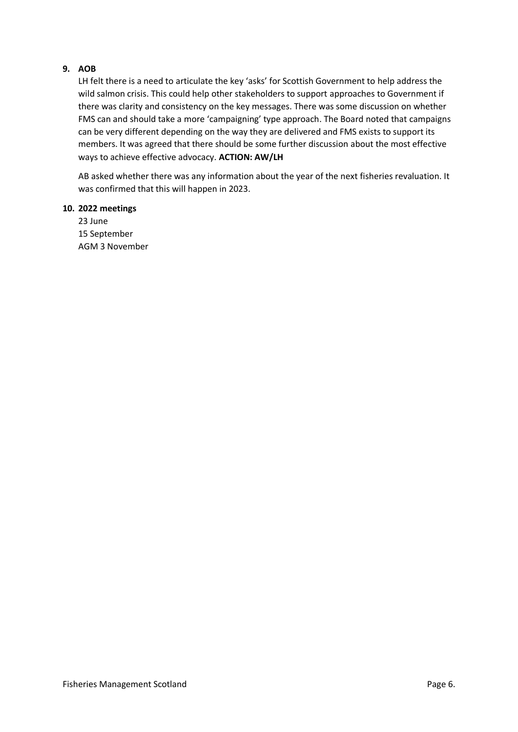**9. AOB**

LH felt there is a need to articulate the key 'asks' for Scottish Government to help address the wild salmon crisis. This could help other stakeholders to support approaches to Government if there was clarity and consistency on the key messages. There was some discussion on whether FMS can and should take a more 'campaigning' type approach. The Board noted that campaigns can be very different depending on the way they are delivered and FMS exists to support its members. It was agreed that there should be some further discussion about the most effective ways to achieve effective advocacy. **ACTION: AW/LH**

AB asked whether there was any information about the year of the next fisheries revaluation. It was confirmed that this will happen in 2023.

**10. 2022 meetings**

23 June
15 September
AGM 3 November